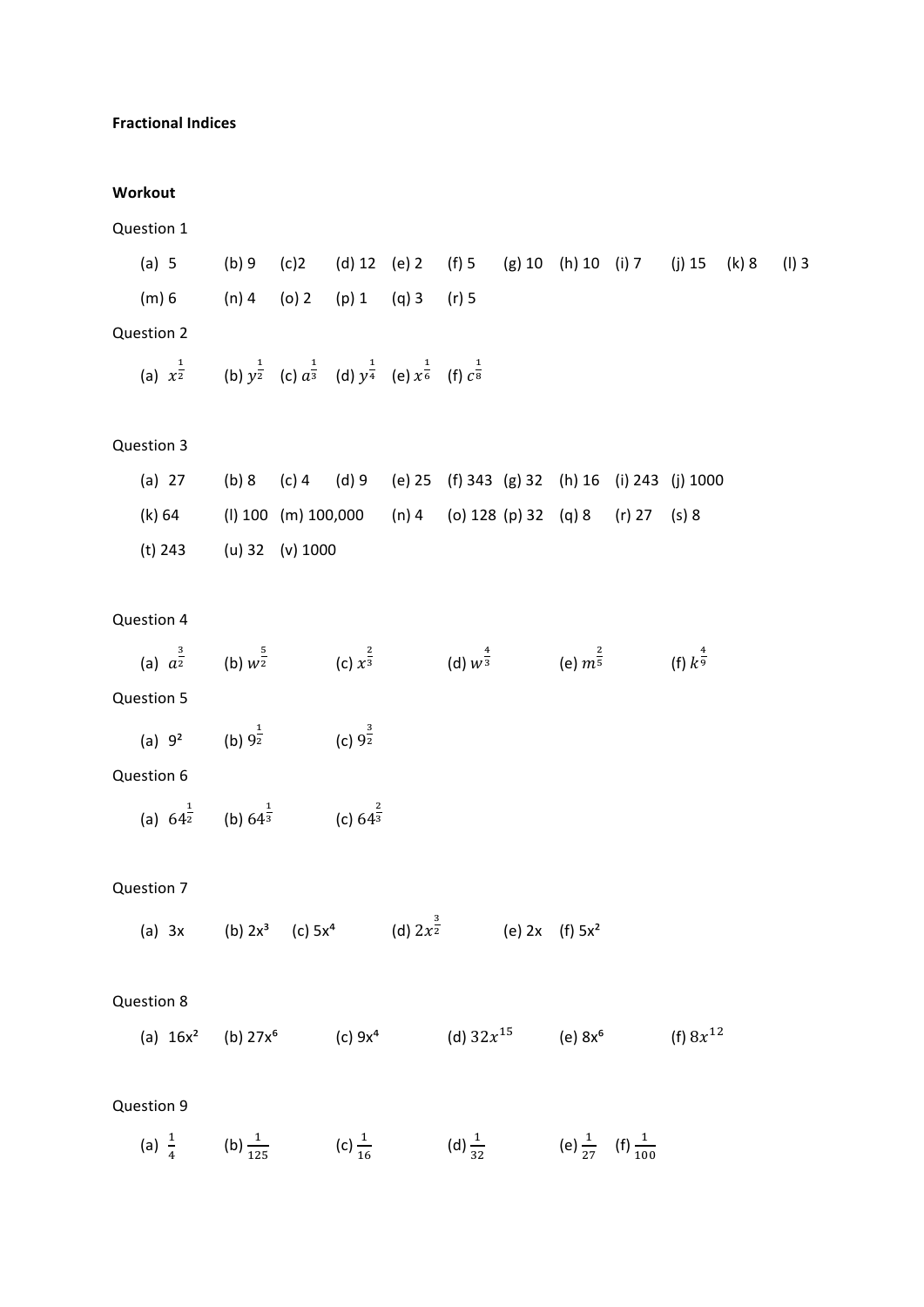**Fractional Indices**

**Workout**

Question 1

(a) 5 (b) 9 (c)2 (d) 12 (e) 2 (f) 5 (g) 10 (h) 10 (i) 7 (j) 15 (k) 8 (l) 3

(m) 6 (n) 4 (o) 2 (p) 1 (q) 3 (r) 5

Question 2

(a) $x^{\frac{1}{2}}$ (b) $y^{\frac{1}{2}}$ (c) $a^{\frac{1}{3}}$ (d) $y^{\frac{1}{4}}$ (e) $x^{\frac{1}{6}}$ (f) $c^{\frac{1}{8}}$

Question 3

(a) 27 (b) 8 (c) 4 (d) 9 (e) 25 (f) 343 (g) 32 (h) 16 (i) 243 (j) 1000

(k) 64 (l) 100 (m) 100,000 (n) 4 (o) 128 (p) 32 (q) 8 (r) 27 (s) 8

(t) 243 (u) 32 (v) 1000

Question 4

(a) $a^{\frac{3}{2}}$ (b) $w^{\frac{5}{2}}$ (c) $x^{\frac{2}{3}}$ (d) $w^{\frac{4}{3}}$ (e) $m^{\frac{2}{5}}$ (f) $k^{\frac{4}{9}}$

Question 5

(a) $9^2$ (b) $9^{\frac{1}{2}}$ (c) $9^{\frac{3}{2}}$

Question 6

(a) $64^{\frac{1}{2}}$ (b) $64^{\frac{1}{3}}$ (c) $64^{\frac{2}{3}}$

Question 7

(a) $3x$ (b) $2x^3$ (c) $5x^4$ (d) $2x^{\frac{3}{2}}$ (e) $2x$ (f) $5x^2$

Question 8

(a) $16x^2$ (b) $27x^6$ (c) $9x^4$ (d) $32x^{15}$ (e) $8x^6$ (f) $8x^{12}$

Question 9

(a) $\frac{1}{4}$ (b) $\frac{1}{125}$ (c) $\frac{1}{16}$ (d) $\frac{1}{32}$ (e) $\frac{1}{27}$ (f) $\frac{1}{100}$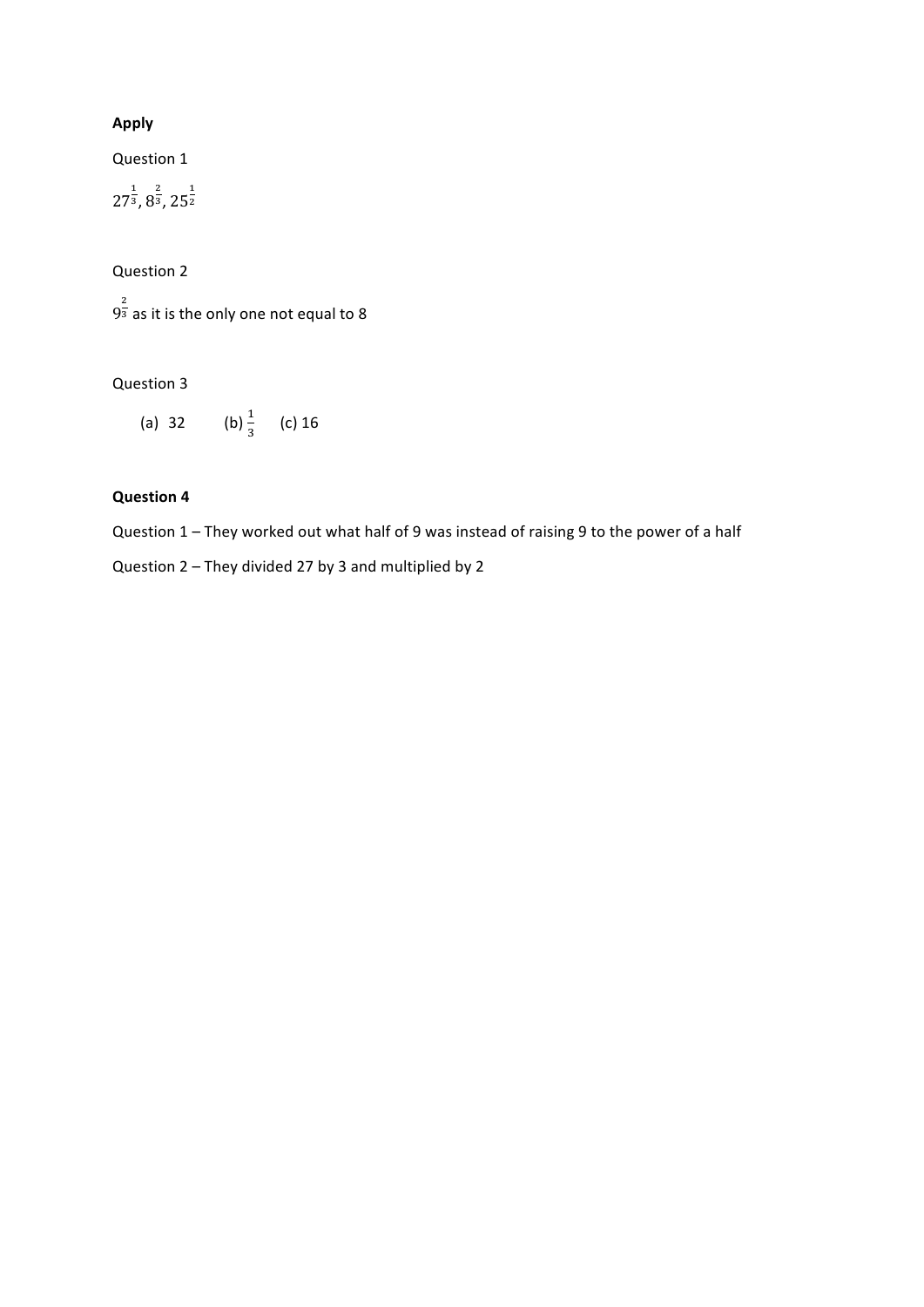**Apply**

Question 1

$27^{\frac{1}{3}}, 8^{\frac{2}{3}}, 25^{\frac{1}{2}}$

Question 2

$9^{\frac{2}{3}}$ as it is the only one not equal to 8

Question 3

(a) 32 (b) $\frac{1}{3}$ (c) 16

**Question 4**

Question 1 – They worked out what half of 9 was instead of raising 9 to the power of a half

Question 2 – They divided 27 by 3 and multiplied by 2